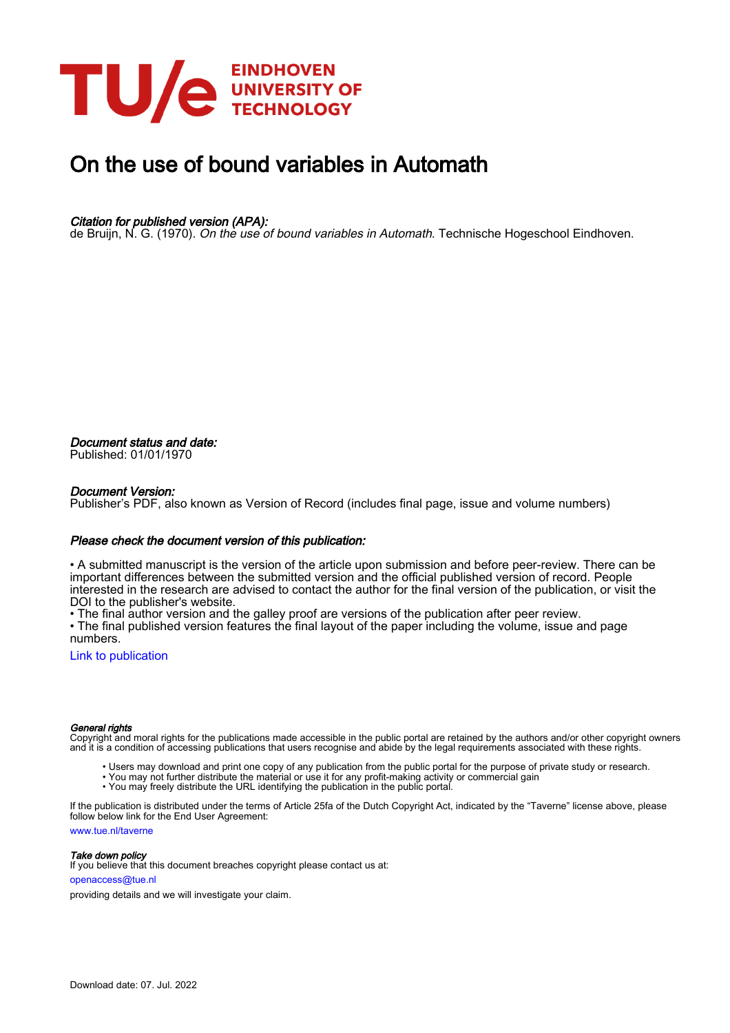# On the use of bound variables in Automath

*Citation for published version (APA):*
de Bruijn, N. G. (1970). *On the use of bound variables in Automath*. Technische Hogeschool Eindhoven.

*Document status and date:*
Published: 01/01/1970

*Document Version:*
Publisher's PDF, also known as Version of Record (includes final page, issue and volume numbers)

*Please check the document version of this publication:*

• A submitted manuscript is the version of the article upon submission and before peer-review. There can be important differences between the submitted version and the official published version of record. People interested in the research are advised to contact the author for the final version of the publication, or visit the DOI to the publisher's website.
• The final author version and the galley proof are versions of the publication after peer review.
• The final published version features the final layout of the paper including the volume, issue and page numbers.

Link to publication

*General rights*
Copyright and moral rights for the publications made accessible in the public portal are retained by the authors and/or other copyright owners and it is a condition of accessing publications that users recognise and abide by the legal requirements associated with these rights.

- Users may download and print one copy of any publication from the public portal for the purpose of private study or research.
- You may not further distribute the material or use it for any profit-making activity or commercial gain
- You may freely distribute the URL identifying the publication in the public portal.

If the publication is distributed under the terms of Article 25fa of the Dutch Copyright Act, indicated by the "Taverne" license above, please follow below link for the End User Agreement:

www.tue.nl/taverne

*Take down policy*
If you believe that this document breaches copyright please contact us at:

openaccess@tue.nl

providing details and we will investigate your claim.

Download date: 07. Jul. 2022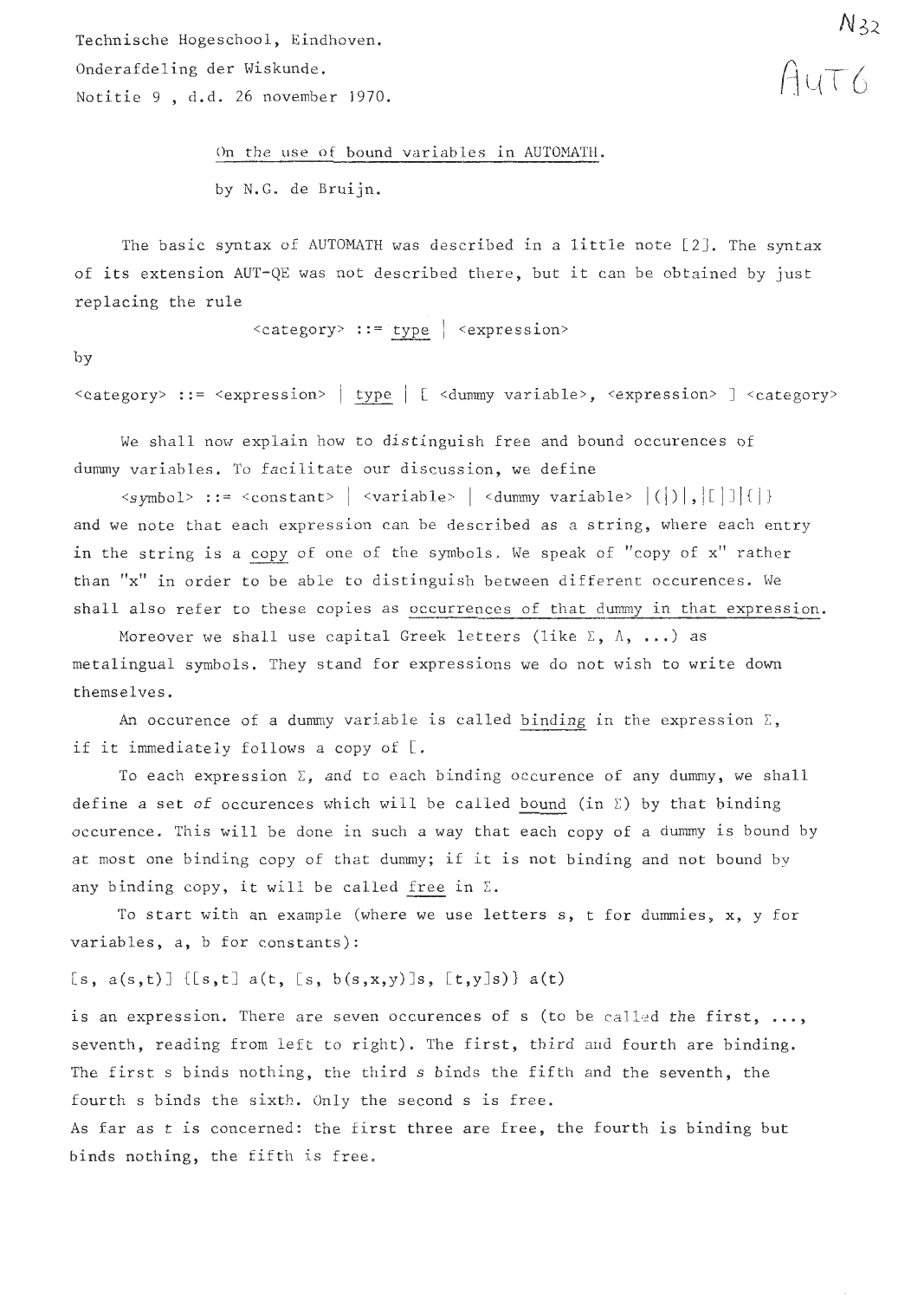Technische Hogeschool, Eindhoven.
Onderafdeling der Wiskunde.
Notitie 9 , d.d. 26 november 1970.

N32
AUT 6

On the use of bound variables in AUTOMATH.

by N.G. de Bruijn.

The basic syntax of AUTOMATH was described in a little note [2]. The syntax of its extension AUT-QE was not described there, but it can be obtained by just replacing the rule

<category> ::= type | <expression>

by

<category> ::= <expression> | type | [ <dummy variable>, <expression> ] <category>

We shall now explain how to distinguish free and bound occurences of dummy variables. To facilitate our discussion, we define

<symbol> ::= <constant> | <variable> | <dummy variable> |(|)|,|[|]|{|}

and we note that each expression can be described as a string, where each entry in the string is a copy of one of the symbols. We speak of "copy of x" rather than "x" in order to be able to distinguish between different occurences. We shall also refer to these copies as occurrences of that dummy in that expression.

Moreover we shall use capital Greek letters (like Σ, Λ, ...) as metalingual symbols. They stand for expressions we do not wish to write down themselves.

An occurence of a dummy variable is called binding in the expression Σ, if it immediately follows a copy of [.

To each expression Σ, and to each binding occurence of any dummy, we shall define a set of occurences which will be called bound (in Σ) by that binding occurence. This will be done in such a way that each copy of a dummy is bound by at most one binding copy of that dummy; if it is not binding and not bound by any binding copy, it will be called free in Σ.

To start with an example (where we use letters s, t for dummies, x, y for variables, a, b for constants):

[s, a(s,t)] {[s,t] a(t, [s, b(s,x,y)]s, [t,y]s)} a(t)

is an expression. There are seven occurences of s (to be called the first, ..., seventh, reading from left to right). The first, third and fourth are binding. The first s binds nothing, the third s binds the fifth and the seventh, the fourth s binds the sixth. Only the second s is free.
As far as t is concerned: the first three are free, the fourth is binding but binds nothing, the fifth is free.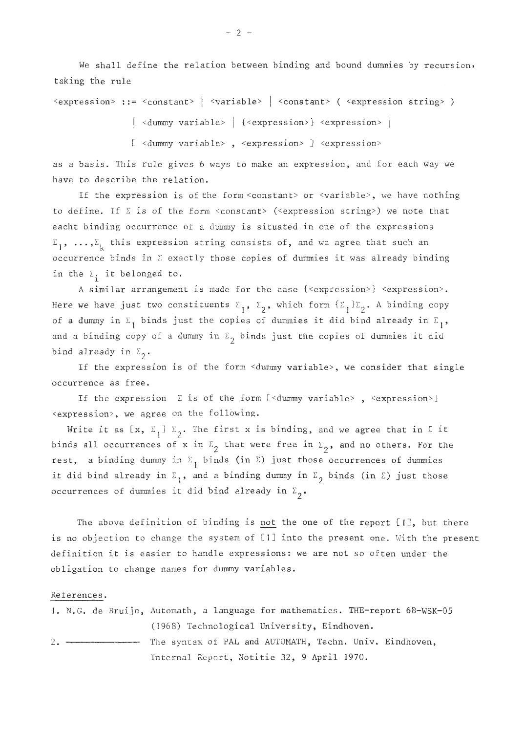We shall define the relation between binding and bound dummies by recursion, taking the rule

```
<expression> ::= <constant> | <variable> | <constant> ( <expression string> )
               | <dummy variable> | {<expression>} <expression> |
               [ <dummy variable> , <expression> ] <expression>
```

as a basis. This rule gives 6 ways to make an expression, and for each way we have to describe the relation.

If the expression is of the form <constant> or <variable>, we have nothing to define. If $\Sigma$ is of the form <constant> (<expression string>) we note that eacht binding occurrence of a dummy is situated in one of the expressions $\Sigma_1, \ldots, \Sigma_k$ this expression string consists of, and we agree that such an occurrence binds in $\Sigma$ exactly those copies of dummies it was already binding in the $\Sigma_i$ it belonged to.

A similar arrangement is made for the case {<expression>} <expression>. Here we have just two constituents $\Sigma_1$, $\Sigma_2$, which form $\{\Sigma_1\}\Sigma_2$. A binding copy of a dummy in $\Sigma_1$ binds just the copies of dummies it did bind already in $\Sigma_1$, and a binding copy of a dummy in $\Sigma_2$ binds just the copies of dummies it did bind already in $\Sigma_2$.

If the expression is of the form <dummy variable>, we consider that single occurrence as free.

If the expression $\Sigma$ is of the form [<dummy variable> , <expression>] <expression>, we agree on the following.

Write it as $[x, \Sigma_1] \Sigma_2$. The first x is binding, and we agree that in $\Sigma$ it binds all occurrences of x in $\Sigma_2$ that were free in $\Sigma_2$, and no others. For the rest, a binding dummy in $\Sigma_1$ binds (in $\Sigma$) just those occurrences of dummies it did bind already in $\Sigma_1$, and a binding dummy in $\Sigma_2$ binds (in $\Sigma$) just those occurrences of dummies it did bind already in $\Sigma_2$.

The above definition of binding is <u>not</u> the one of the report [1], but there is no objection to change the system of [1] into the present one. With the present definition it is easier to handle expressions: we are not so often under the obligation to change names for dummy variables.

References.

1. N.G. de Bruijn, Automath, a language for mathematics. THE-report 68-WSK-05 (1968) Technological University, Eindhoven.
2. ——————— The syntax of PAL and AUTOMATH, Techn. Univ. Eindhoven, Internal Report, Notitie 32, 9 April 1970.